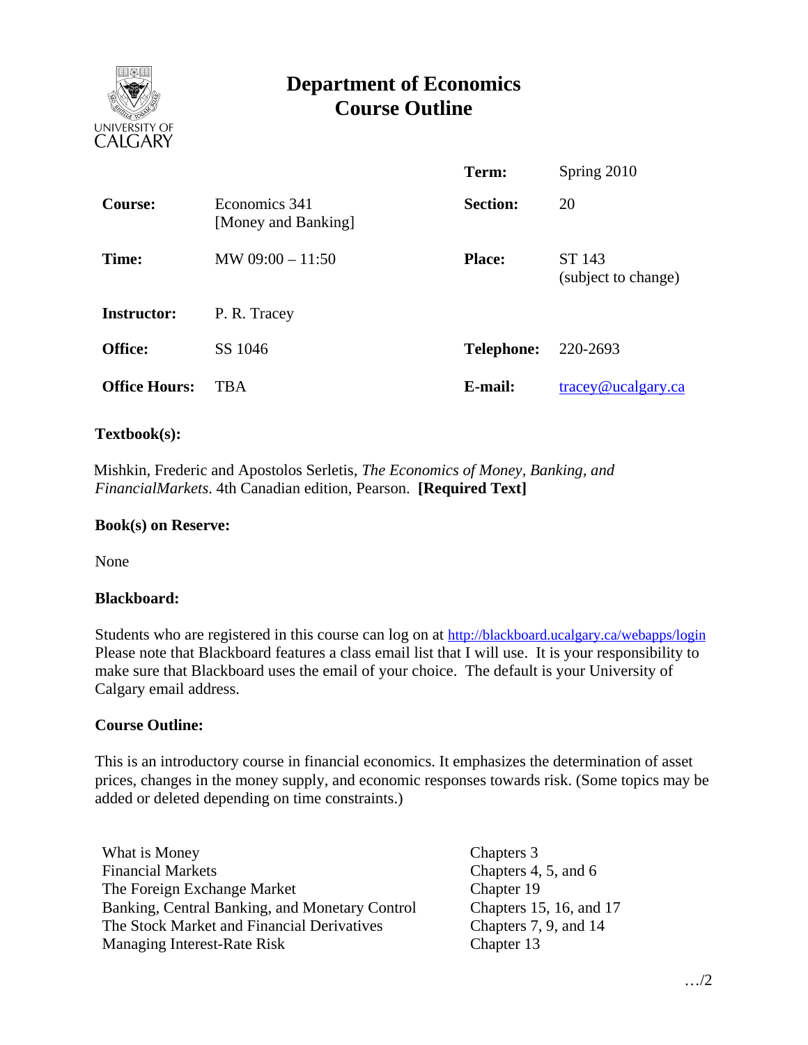UNIVERSITY OF CALGARY

# Department of Economics
# Course Outline

| | | | |
|---|---|---|---|
| | | **Term:** | Spring 2010 |
| **Course:** | Economics 341 [Money and Banking] | **Section:** | 20 |
| **Time:** | MW 09:00 – 11:50 | **Place:** | ST 143 (subject to change) |
| **Instructor:** | P. R. Tracey | | |
| **Office:** | SS 1046 | **Telephone:** | 220-2693 |
| **Office Hours:** | TBA | **E-mail:** | tracey@ucalgary.ca |

**Textbook(s):**

Mishkin, Frederic and Apostolos Serletis, *The Economics of Money, Banking, and FinancialMarkets*. 4th Canadian edition, Pearson. **[Required Text]**

**Book(s) on Reserve:**

None

**Blackboard:**

Students who are registered in this course can log on at http://blackboard.ucalgary.ca/webapps/login Please note that Blackboard features a class email list that I will use. It is your responsibility to make sure that Blackboard uses the email of your choice. The default is your University of Calgary email address.

**Course Outline:**

This is an introductory course in financial economics. It emphasizes the determination of asset prices, changes in the money supply, and economic responses towards risk. (Some topics may be added or deleted depending on time constraints.)

| | |
|---|---|
| What is Money | Chapters 3 |
| Financial Markets | Chapters 4, 5, and 6 |
| The Foreign Exchange Market | Chapter 19 |
| Banking, Central Banking, and Monetary Control | Chapters 15, 16, and 17 |
| The Stock Market and Financial Derivatives | Chapters 7, 9, and 14 |
| Managing Interest-Rate Risk | Chapter 13 |

…/2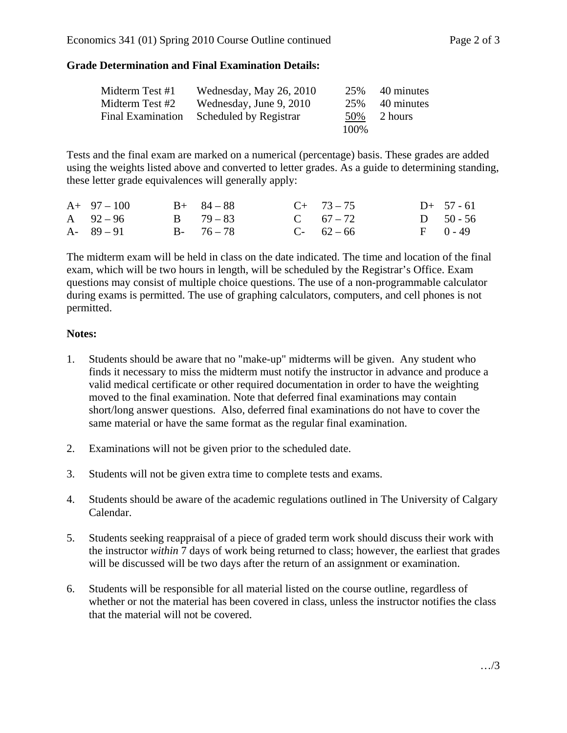**Grade Determination and Final Examination Details:**

| | | | |
|---|---|---|---|
| Midterm Test #1 | Wednesday, May 26, 2010 | 25% | 40 minutes |
| Midterm Test #2 | Wednesday, June 9, 2010 | 25% | 40 minutes |
| Final Examination | Scheduled by Registrar | 50% | 2 hours |
| | | 100% | |

Tests and the final exam are marked on a numerical (percentage) basis. These grades are added using the weights listed above and converted to letter grades. As a guide to determining standing, these letter grade equivalences will generally apply:

| | | | | | | | |
|---|---|---|---|---|---|---|---|
| A+ | 97 – 100 | B+ | 84 – 88 | C+ | 73 – 75 | D+ | 57 - 61 |
| A | 92 – 96 | B | 79 – 83 | C | 67 – 72 | D | 50 - 56 |
| A- | 89 – 91 | B- | 76 – 78 | C- | 62 – 66 | F | 0 - 49 |

The midterm exam will be held in class on the date indicated. The time and location of the final exam, which will be two hours in length, will be scheduled by the Registrar's Office. Exam questions may consist of multiple choice questions. The use of a non-programmable calculator during exams is permitted. The use of graphing calculators, computers, and cell phones is not permitted.

**Notes:**

1. Students should be aware that no "make-up" midterms will be given. Any student who finds it necessary to miss the midterm must notify the instructor in advance and produce a valid medical certificate or other required documentation in order to have the weighting moved to the final examination. Note that deferred final examinations may contain short/long answer questions. Also, deferred final examinations do not have to cover the same material or have the same format as the regular final examination.

2. Examinations will not be given prior to the scheduled date.

3. Students will not be given extra time to complete tests and exams.

4. Students should be aware of the academic regulations outlined in The University of Calgary Calendar.

5. Students seeking reappraisal of a piece of graded term work should discuss their work with the instructor *within* 7 days of work being returned to class; however, the earliest that grades will be discussed will be two days after the return of an assignment or examination.

6. Students will be responsible for all material listed on the course outline, regardless of whether or not the material has been covered in class, unless the instructor notifies the class that the material will not be covered.

…/3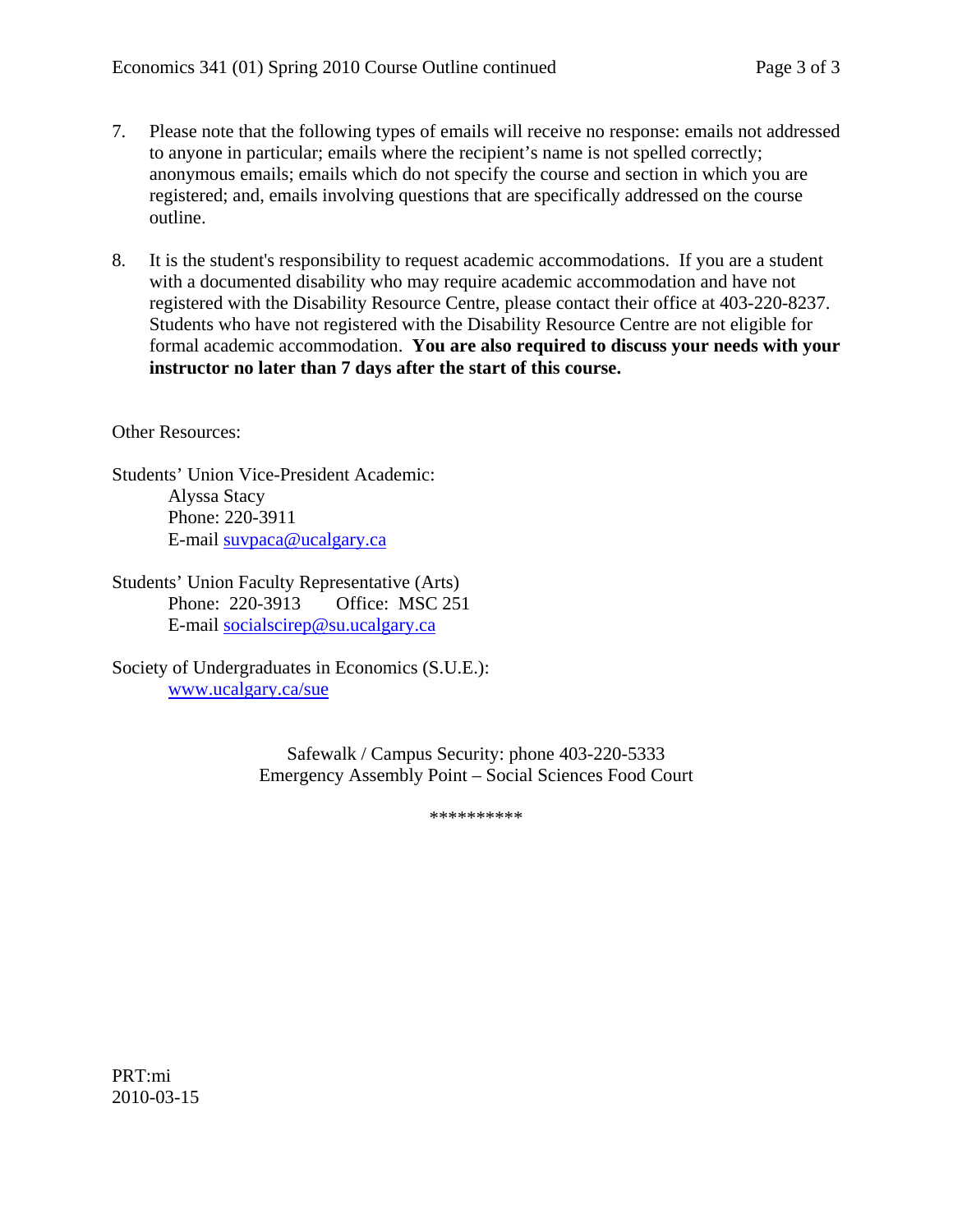7. Please note that the following types of emails will receive no response: emails not addressed to anyone in particular; emails where the recipient's name is not spelled correctly; anonymous emails; emails which do not specify the course and section in which you are registered; and, emails involving questions that are specifically addressed on the course outline.

8. It is the student's responsibility to request academic accommodations. If you are a student with a documented disability who may require academic accommodation and have not registered with the Disability Resource Centre, please contact their office at 403-220-8237. Students who have not registered with the Disability Resource Centre are not eligible for formal academic accommodation. **You are also required to discuss your needs with your instructor no later than 7 days after the start of this course.**

Other Resources:

Students' Union Vice-President Academic:
Alyssa Stacy
Phone: 220-3911
E-mail suvpaca@ucalgary.ca

Students' Union Faculty Representative (Arts)
Phone: 220-3913 Office: MSC 251
E-mail socialscirep@su.ucalgary.ca

Society of Undergraduates in Economics (S.U.E.):
www.ucalgary.ca/sue

Safewalk / Campus Security: phone 403-220-5333
Emergency Assembly Point – Social Sciences Food Court

**********

PRT:mi
2010-03-15